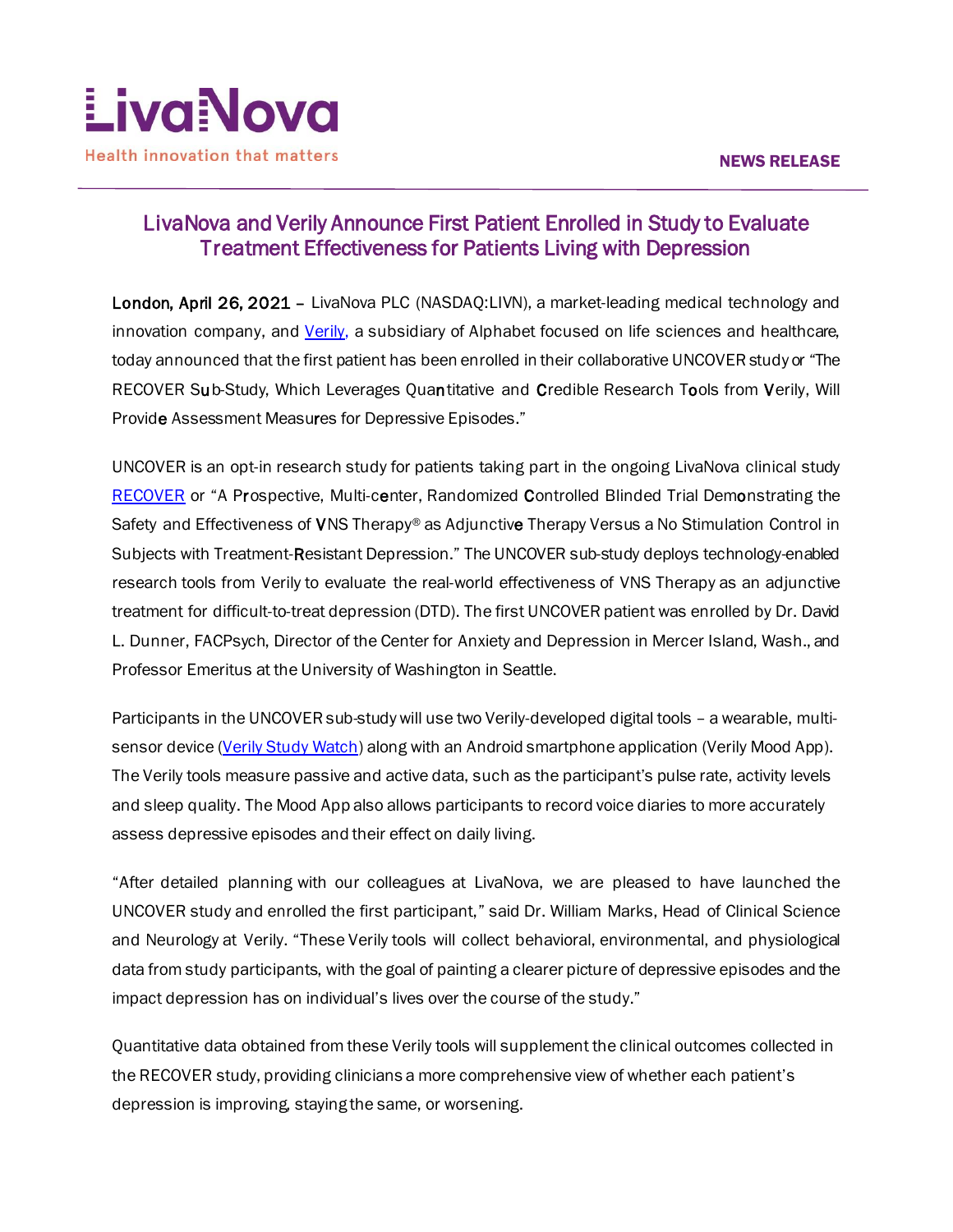LivaNova

Health innovation that matters

**NEWS RELEASE**

# LivaNova and Verily Announce First Patient Enrolled in Study to Evaluate Treatment Effectiveness for Patients Living with Depression

**London, April 26, 2021** – LivaNova PLC (NASDAQ:LIVN), a market-leading medical technology and innovation company, and Verily, a subsidiary of Alphabet focused on life sciences and healthcare, today announced that the first patient has been enrolled in their collaborative UNCOVER study or "The RECOVER Sub-Study, Which Leverages Quantitative and Credible Research Tools from Verily, Will Provide Assessment Measures for Depressive Episodes."

UNCOVER is an opt-in research study for patients taking part in the ongoing LivaNova clinical study RECOVER or "A Prospective, Multi-center, Randomized Controlled Blinded Trial Demonstrating the Safety and Effectiveness of VNS Therapy® as Adjunctive Therapy Versus a No Stimulation Control in Subjects with Treatment-Resistant Depression." The UNCOVER sub-study deploys technology-enabled research tools from Verily to evaluate the real-world effectiveness of VNS Therapy as an adjunctive treatment for difficult-to-treat depression (DTD). The first UNCOVER patient was enrolled by Dr. David L. Dunner, FACPsych, Director of the Center for Anxiety and Depression in Mercer Island, Wash., and Professor Emeritus at the University of Washington in Seattle.

Participants in the UNCOVER sub-study will use two Verily-developed digital tools – a wearable, multi-sensor device (Verily Study Watch) along with an Android smartphone application (Verily Mood App). The Verily tools measure passive and active data, such as the participant's pulse rate, activity levels and sleep quality. The Mood App also allows participants to record voice diaries to more accurately assess depressive episodes and their effect on daily living.

"After detailed planning with our colleagues at LivaNova, we are pleased to have launched the UNCOVER study and enrolled the first participant," said Dr. William Marks, Head of Clinical Science and Neurology at Verily. "These Verily tools will collect behavioral, environmental, and physiological data from study participants, with the goal of painting a clearer picture of depressive episodes and the impact depression has on individual's lives over the course of the study."

Quantitative data obtained from these Verily tools will supplement the clinical outcomes collected in the RECOVER study, providing clinicians a more comprehensive view of whether each patient's depression is improving, staying the same, or worsening.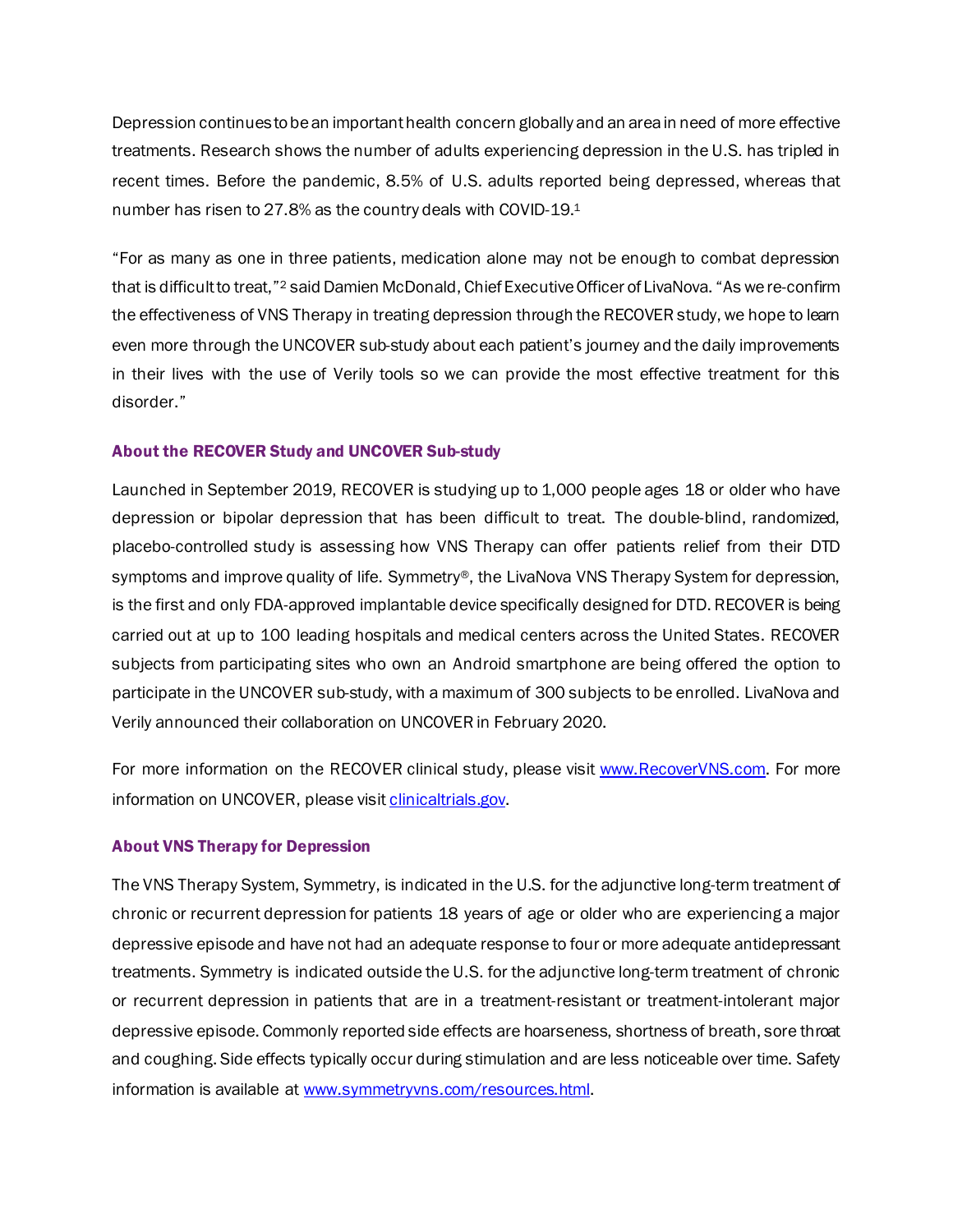Depression continues to be an important health concern globally and an area in need of more effective treatments. Research shows the number of adults experiencing depression in the U.S. has tripled in recent times. Before the pandemic, 8.5% of U.S. adults reported being depressed, whereas that number has risen to 27.8% as the country deals with COVID-19.[1]

"For as many as one in three patients, medication alone may not be enough to combat depression that is difficult to treat,"[2] said Damien McDonald, Chief Executive Officer of LivaNova. "As we re-confirm the effectiveness of VNS Therapy in treating depression through the RECOVER study, we hope to learn even more through the UNCOVER sub-study about each patient's journey and the daily improvements in their lives with the use of Verily tools so we can provide the most effective treatment for this disorder."

### About the RECOVER Study and UNCOVER Sub-study

Launched in September 2019, RECOVER is studying up to 1,000 people ages 18 or older who have depression or bipolar depression that has been difficult to treat. The double-blind, randomized, placebo-controlled study is assessing how VNS Therapy can offer patients relief from their DTD symptoms and improve quality of life. Symmetry®, the LivaNova VNS Therapy System for depression, is the first and only FDA-approved implantable device specifically designed for DTD. RECOVER is being carried out at up to 100 leading hospitals and medical centers across the United States. RECOVER subjects from participating sites who own an Android smartphone are being offered the option to participate in the UNCOVER sub-study, with a maximum of 300 subjects to be enrolled. LivaNova and Verily announced their collaboration on UNCOVER in February 2020.

For more information on the RECOVER clinical study, please visit [www.RecoverVNS.com](http://www.RecoverVNS.com). For more information on UNCOVER, please visit [clinicaltrials.gov](http://clinicaltrials.gov).

### About VNS Therapy for Depression

The VNS Therapy System, Symmetry, is indicated in the U.S. for the adjunctive long-term treatment of chronic or recurrent depression for patients 18 years of age or older who are experiencing a major depressive episode and have not had an adequate response to four or more adequate antidepressant treatments. Symmetry is indicated outside the U.S. for the adjunctive long-term treatment of chronic or recurrent depression in patients that are in a treatment-resistant or treatment-intolerant major depressive episode. Commonly reported side effects are hoarseness, shortness of breath, sore throat and coughing. Side effects typically occur during stimulation and are less noticeable over time. Safety information is available at [www.symmetryvns.com/resources.html](http://www.symmetryvns.com/resources.html).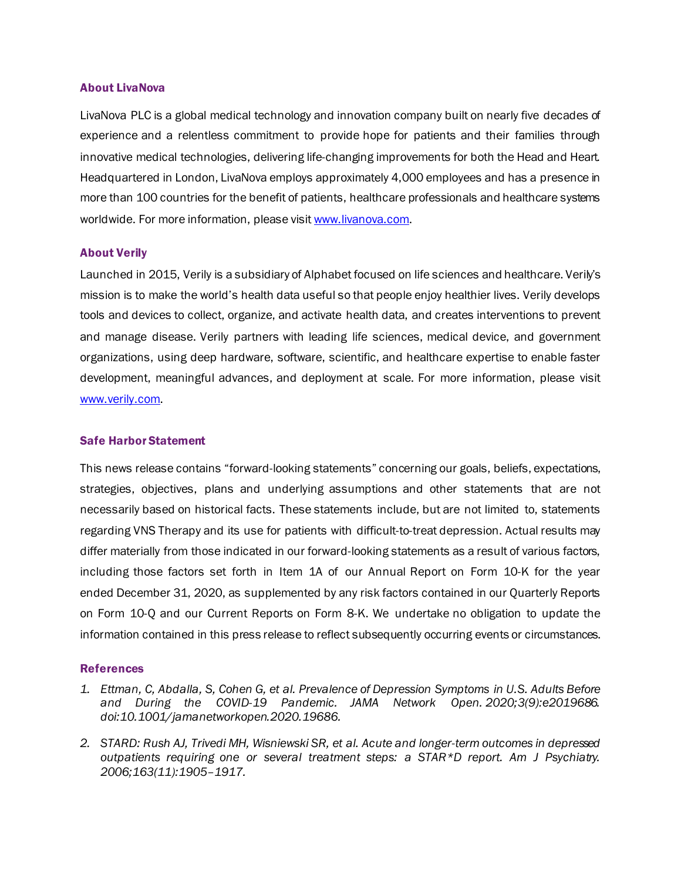### About LivaNova

LivaNova PLC is a global medical technology and innovation company built on nearly five decades of experience and a relentless commitment to provide hope for patients and their families through innovative medical technologies, delivering life-changing improvements for both the Head and Heart. Headquartered in London, LivaNova employs approximately 4,000 employees and has a presence in more than 100 countries for the benefit of patients, healthcare professionals and healthcare systems worldwide. For more information, please visit [www.livanova.com](www.livanova.com).

### About Verily

Launched in 2015, Verily is a subsidiary of Alphabet focused on life sciences and healthcare. Verily's mission is to make the world's health data useful so that people enjoy healthier lives. Verily develops tools and devices to collect, organize, and activate health data, and creates interventions to prevent and manage disease. Verily partners with leading life sciences, medical device, and government organizations, using deep hardware, software, scientific, and healthcare expertise to enable faster development, meaningful advances, and deployment at scale. For more information, please visit [www.verily.com](www.verily.com).

### Safe Harbor Statement

This news release contains "forward-looking statements" concerning our goals, beliefs, expectations, strategies, objectives, plans and underlying assumptions and other statements that are not necessarily based on historical facts. These statements include, but are not limited to, statements regarding VNS Therapy and its use for patients with difficult-to-treat depression. Actual results may differ materially from those indicated in our forward-looking statements as a result of various factors, including those factors set forth in Item 1A of our Annual Report on Form 10-K for the year ended December 31, 2020, as supplemented by any risk factors contained in our Quarterly Reports on Form 10-Q and our Current Reports on Form 8-K. We undertake no obligation to update the information contained in this press release to reflect subsequently occurring events or circumstances.

### References

1. *Ettman, C, Abdalla, S, Cohen G, et al. Prevalence of Depression Symptoms in U.S. Adults Before and During the COVID-19 Pandemic. JAMA Network Open. 2020;3(9):e2019686. doi:10.1001/jamanetworkopen.2020.19686.*
2. *STARD: Rush AJ, Trivedi MH, Wisniewski SR, et al. Acute and longer-term outcomes in depressed outpatients requiring one or several treatment steps: a STAR*D report. Am J Psychiatry. 2006;163(11):1905–1917.*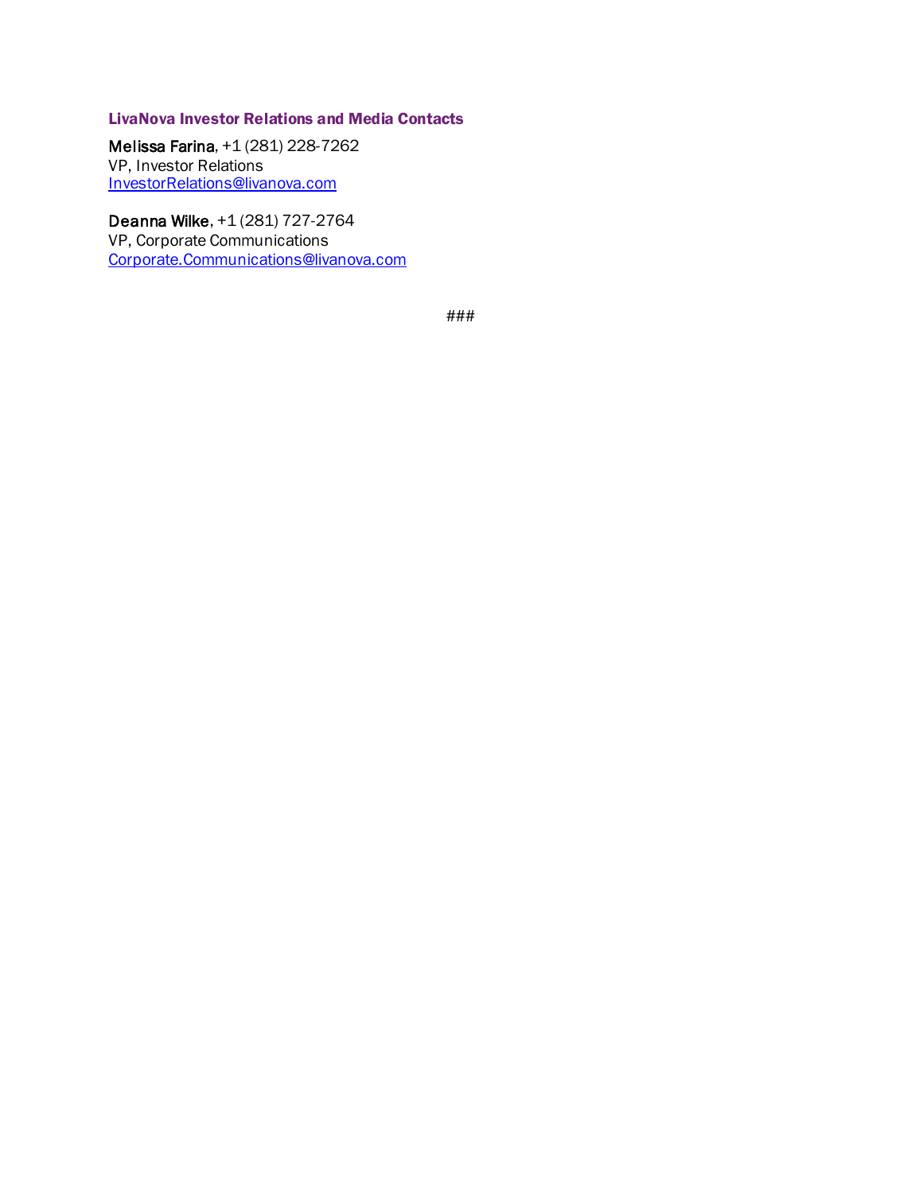**LivaNova Investor Relations and Media Contacts**

Melissa Farina, +1 (281) 228-7262
VP, Investor Relations
InvestorRelations@livanova.com

Deanna Wilke, +1 (281) 727-2764
VP, Corporate Communications
Corporate.Communications@livanova.com

###